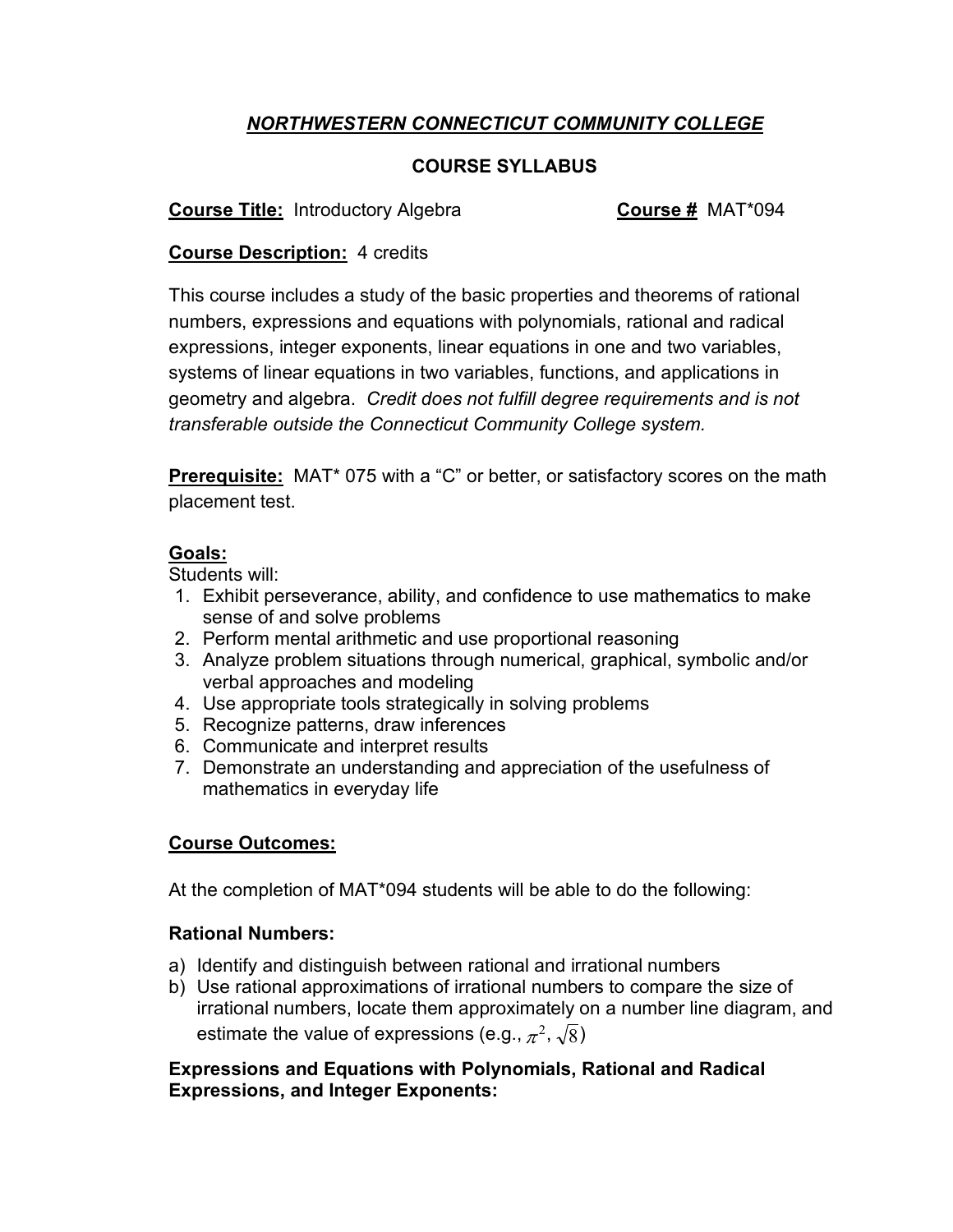# *NORTHWESTERN CONNECTICUT COMMUNITY COLLEGE*

## COURSE SYLLABUS

**Course Title:** Introductory Algebra **Course #** MAT*094

**Course Description:** 4 credits

This course includes a study of the basic properties and theorems of rational numbers, expressions and equations with polynomials, rational and radical expressions, integer exponents, linear equations in one and two variables, systems of linear equations in two variables, functions, and applications in geometry and algebra. *Credit does not fulfill degree requirements and is not transferable outside the Connecticut Community College system.*

**Prerequisite:** MAT* 075 with a "C" or better, or satisfactory scores on the math placement test.

**Goals:**

Students will:

1. Exhibit perseverance, ability, and confidence to use mathematics to make sense of and solve problems
2. Perform mental arithmetic and use proportional reasoning
3. Analyze problem situations through numerical, graphical, symbolic and/or verbal approaches and modeling
4. Use appropriate tools strategically in solving problems
5. Recognize patterns, draw inferences
6. Communicate and interpret results
7. Demonstrate an understanding and appreciation of the usefulness of mathematics in everyday life

**Course Outcomes:**

At the completion of MAT*094 students will be able to do the following:

**Rational Numbers:**

a) Identify and distinguish between rational and irrational numbers
b) Use rational approximations of irrational numbers to compare the size of irrational numbers, locate them approximately on a number line diagram, and estimate the value of expressions (e.g., $\pi^2$, $\sqrt{8}$)

**Expressions and Equations with Polynomials, Rational and Radical Expressions, and Integer Exponents:**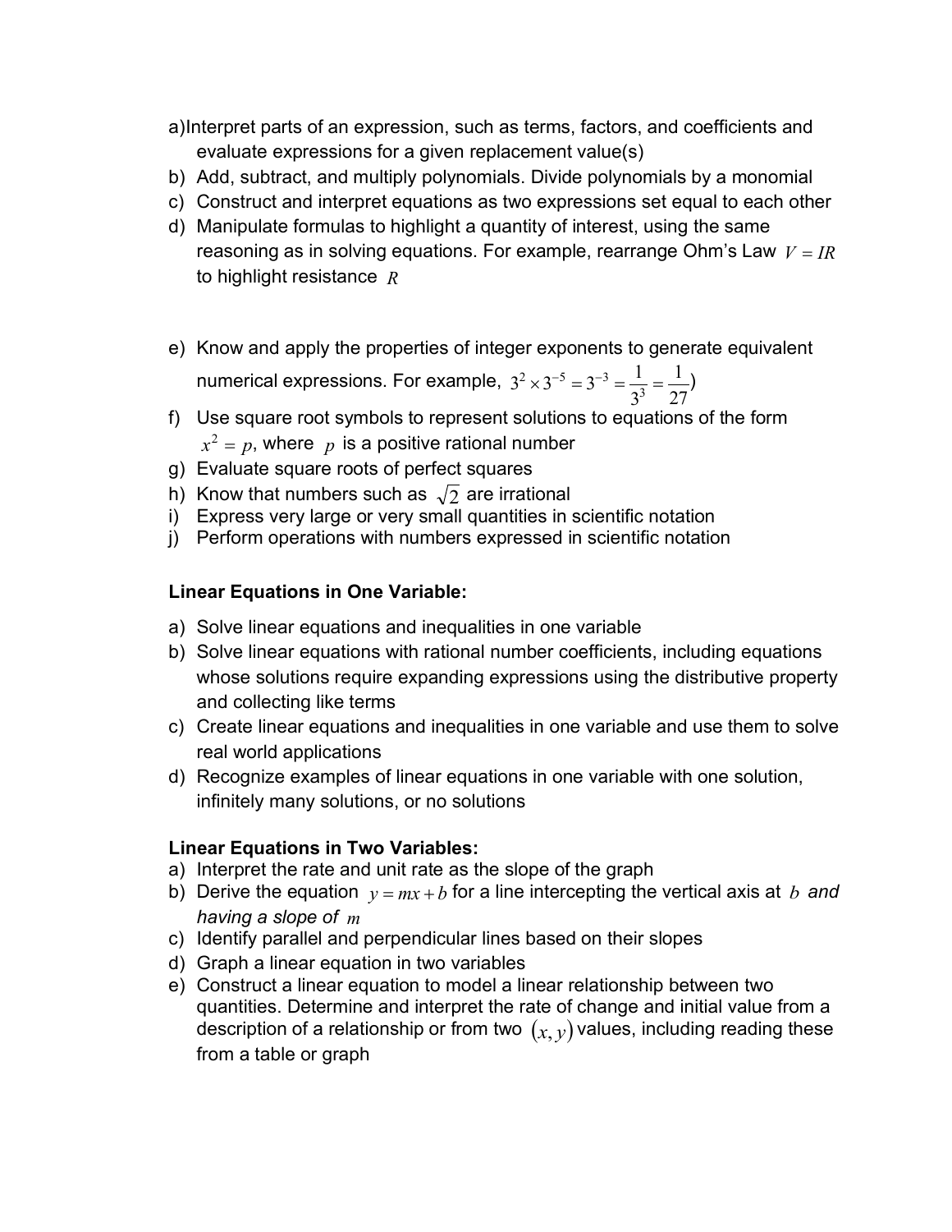a) Interpret parts of an expression, such as terms, factors, and coefficients and evaluate expressions for a given replacement value(s)
b) Add, subtract, and multiply polynomials. Divide polynomials by a monomial
c) Construct and interpret equations as two expressions set equal to each other
d) Manipulate formulas to highlight a quantity of interest, using the same reasoning as in solving equations. For example, rearrange Ohm's Law $V = IR$ to highlight resistance $R$

e) Know and apply the properties of integer exponents to generate equivalent numerical expressions. For example, $3^2 \times 3^{-5} = 3^{-3} = \frac{1}{3^3} = \frac{1}{27}$)
f) Use square root symbols to represent solutions to equations of the form $x^2 = p$, where $p$ is a positive rational number
g) Evaluate square roots of perfect squares
h) Know that numbers such as $\sqrt{2}$ are irrational
i) Express very large or very small quantities in scientific notation
j) Perform operations with numbers expressed in scientific notation

**Linear Equations in One Variable:**

a) Solve linear equations and inequalities in one variable
b) Solve linear equations with rational number coefficients, including equations whose solutions require expanding expressions using the distributive property and collecting like terms
c) Create linear equations and inequalities in one variable and use them to solve real world applications
d) Recognize examples of linear equations in one variable with one solution, infinitely many solutions, or no solutions

**Linear Equations in Two Variables:**

a) Interpret the rate and unit rate as the slope of the graph
b) Derive the equation $y = mx + b$ for a line intercepting the vertical axis at $b$ *and having a slope of* $m$
c) Identify parallel and perpendicular lines based on their slopes
d) Graph a linear equation in two variables
e) Construct a linear equation to model a linear relationship between two quantities. Determine and interpret the rate of change and initial value from a description of a relationship or from two $(x, y)$ values, including reading these from a table or graph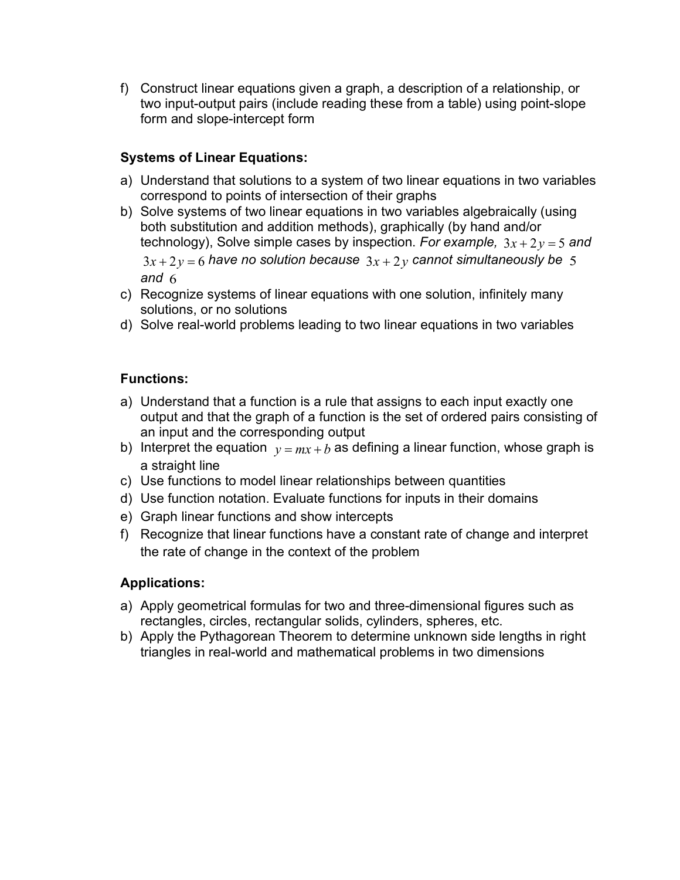f) Construct linear equations given a graph, a description of a relationship, or two input-output pairs (include reading these from a table) using point-slope form and slope-intercept form

**Systems of Linear Equations:**

a) Understand that solutions to a system of two linear equations in two variables correspond to points of intersection of their graphs
b) Solve systems of two linear equations in two variables algebraically (using both substitution and addition methods), graphically (by hand and/or technology), Solve simple cases by inspection. *For example,* $3x+2y=5$ *and* $3x+2y=6$ *have no solution because* $3x+2y$ *cannot simultaneously be* $5$ *and* $6$
c) Recognize systems of linear equations with one solution, infinitely many solutions, or no solutions
d) Solve real-world problems leading to two linear equations in two variables

**Functions:**

a) Understand that a function is a rule that assigns to each input exactly one output and that the graph of a function is the set of ordered pairs consisting of an input and the corresponding output
b) Interpret the equation $y=mx+b$ as defining a linear function, whose graph is a straight line
c) Use functions to model linear relationships between quantities
d) Use function notation. Evaluate functions for inputs in their domains
e) Graph linear functions and show intercepts
f) Recognize that linear functions have a constant rate of change and interpret the rate of change in the context of the problem

**Applications:**

a) Apply geometrical formulas for two and three-dimensional figures such as rectangles, circles, rectangular solids, cylinders, spheres, etc.
b) Apply the Pythagorean Theorem to determine unknown side lengths in right triangles in real-world and mathematical problems in two dimensions